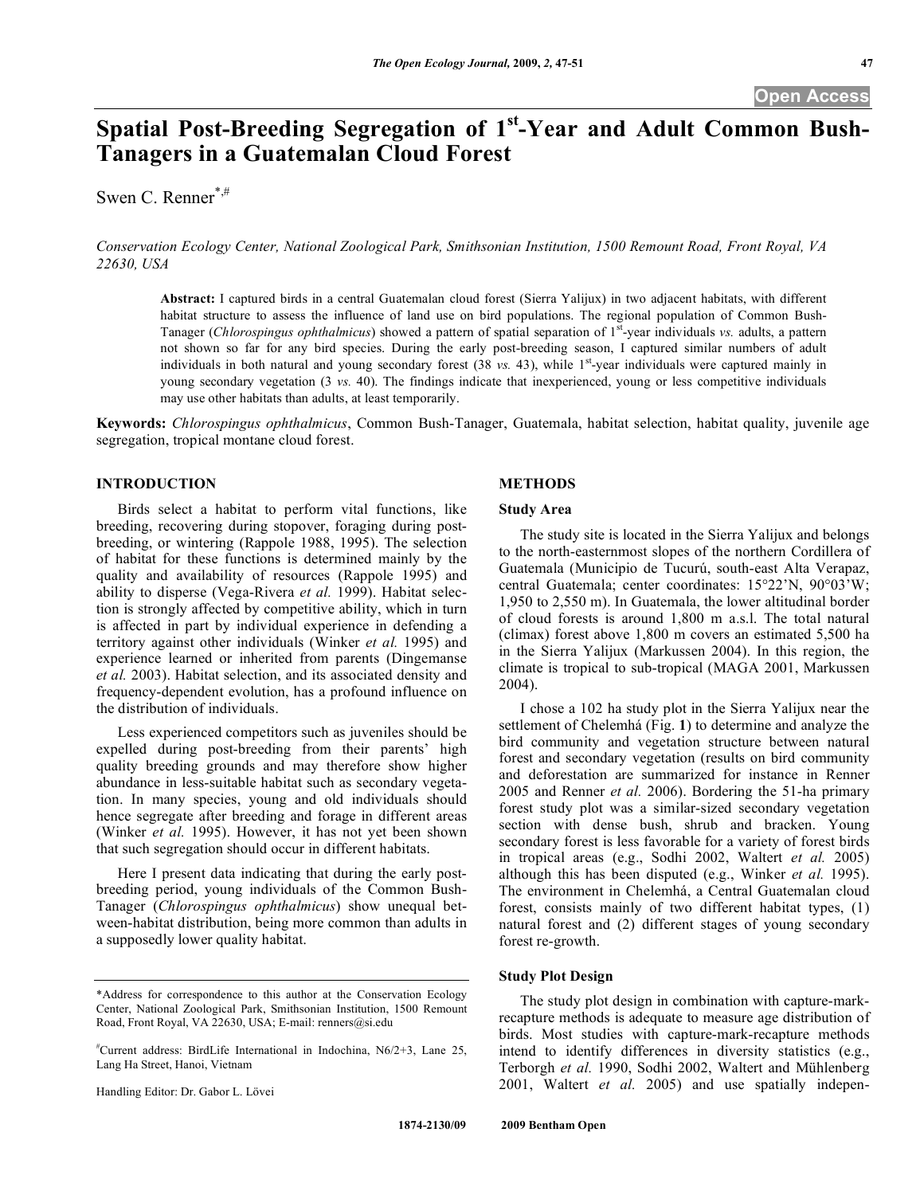# Spatial Post-Breeding Segregation of 1$^{st}$-Year and Adult Common Bush-Tanagers in a Guatemalan Cloud Forest

Swen C. Renner[*,#]

*Conservation Ecology Center, National Zoological Park, Smithsonian Institution, 1500 Remount Road, Front Royal, VA 22630, USA*

**Abstract:** I captured birds in a central Guatemalan cloud forest (Sierra Yalijux) in two adjacent habitats, with different habitat structure to assess the influence of land use on bird populations. The regional population of Common Bush-Tanager (*Chlorospingus ophthalmicus*) showed a pattern of spatial separation of 1$^{st}$-year individuals *vs.* adults, a pattern not shown so far for any bird species. During the early post-breeding season, I captured similar numbers of adult individuals in both natural and young secondary forest (38 *vs.* 43), while 1$^{st}$-year individuals were captured mainly in young secondary vegetation (3 *vs.* 40). The findings indicate that inexperienced, young or less competitive individuals may use other habitats than adults, at least temporarily.

**Keywords:** *Chlorospingus ophthalmicus*, Common Bush-Tanager, Guatemala, habitat selection, habitat quality, juvenile age segregation, tropical montane cloud forest.

## INTRODUCTION

Birds select a habitat to perform vital functions, like breeding, recovering during stopover, foraging during post-breeding, or wintering (Rappole 1988, 1995). The selection of habitat for these functions is determined mainly by the quality and availability of resources (Rappole 1995) and ability to disperse (Vega-Rivera *et al.* 1999). Habitat selection is strongly affected by competitive ability, which in turn is affected in part by individual experience in defending a territory against other individuals (Winker *et al.* 1995) and experience learned or inherited from parents (Dingemanse *et al.* 2003). Habitat selection, and its associated density and frequency-dependent evolution, has a profound influence on the distribution of individuals.

Less experienced competitors such as juveniles should be expelled during post-breeding from their parents' high quality breeding grounds and may therefore show higher abundance in less-suitable habitat such as secondary vegetation. In many species, young and old individuals should hence segregate after breeding and forage in different areas (Winker *et al.* 1995). However, it has not yet been shown that such segregation should occur in different habitats.

Here I present data indicating that during the early post-breeding period, young individuals of the Common Bush-Tanager (*Chlorospingus ophthalmicus*) show unequal between-habitat distribution, being more common than adults in a supposedly lower quality habitat.

## METHODS

### Study Area

The study site is located in the Sierra Yalijux and belongs to the north-easternmost slopes of the northern Cordillera of Guatemala (Municipio de Tucurú, south-east Alta Verapaz, central Guatemala; center coordinates: 15°22'N, 90°03'W; 1,950 to 2,550 m). In Guatemala, the lower altitudinal border of cloud forests is around 1,800 m a.s.l. The total natural (climax) forest above 1,800 m covers an estimated 5,500 ha in the Sierra Yalijux (Markussen 2004). In this region, the climate is tropical to sub-tropical (MAGA 2001, Markussen 2004).

I chose a 102 ha study plot in the Sierra Yalijux near the settlement of Chelemhá (Fig. **1**) to determine and analyze the bird community and vegetation structure between natural forest and secondary vegetation (results on bird community and deforestation are summarized for instance in Renner 2005 and Renner *et al.* 2006). Bordering the 51-ha primary forest study plot was a similar-sized secondary vegetation section with dense bush, shrub and bracken. Young secondary forest is less favorable for a variety of forest birds in tropical areas (e.g., Sodhi 2002, Waltert *et al.* 2005) although this has been disputed (e.g., Winker *et al.* 1995). The environment in Chelemhá, a Central Guatemalan cloud forest, consists mainly of two different habitat types, (1) natural forest and (2) different stages of young secondary forest re-growth.

### Study Plot Design

The study plot design in combination with capture-mark-recapture methods is adequate to measure age distribution of birds. Most studies with capture-mark-recapture methods intend to identify differences in diversity statistics (e.g., Terborgh *et al.* 1990, Sodhi 2002, Waltert and Mühlenberg 2001, Waltert *et al.* 2005) and use spatially indepen-

---

*Address for correspondence to this author at the Conservation Ecology Center, National Zoological Park, Smithsonian Institution, 1500 Remount Road, Front Royal, VA 22630, USA; E-mail: renners@si.edu

#Current address: BirdLife International in Indochina, N6/2+3, Lane 25, Lang Ha Street, Hanoi, Vietnam

Handling Editor: Dr. Gabor L. Lövei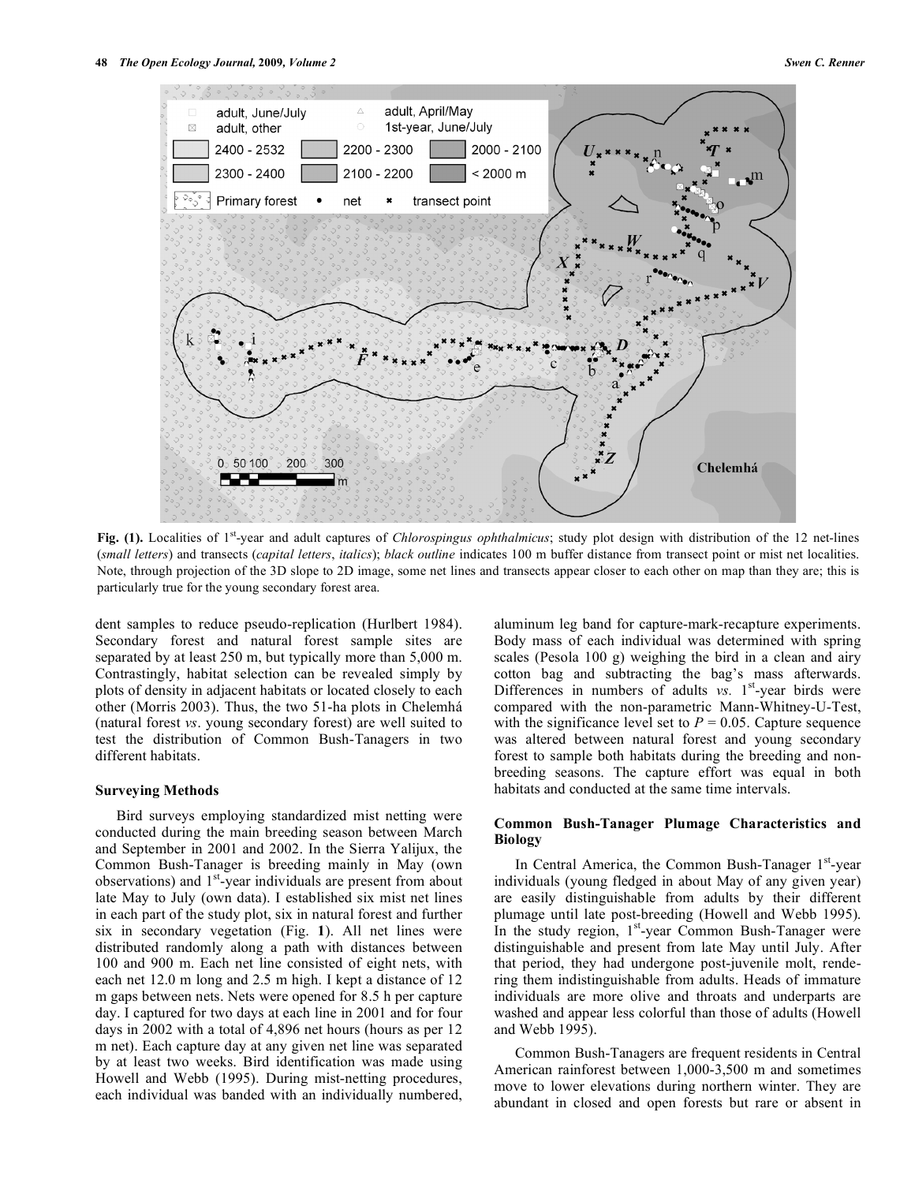Fig. (1). Localities of 1[st]-year and adult captures of *Chlorospingus ophthalmicus*; study plot design with distribution of the 12 net-lines (*small letters*) and transects (*capital letters*, *italics*); *black outline* indicates 100 m buffer distance from transect point or mist net localities. Note, through projection of the 3D slope to 2D image, some net lines and transects appear closer to each other on map than they are; this is particularly true for the young secondary forest area.

dent samples to reduce pseudo-replication (Hurlbert 1984). Secondary forest and natural forest sample sites are separated by at least 250 m, but typically more than 5,000 m. Contrastingly, habitat selection can be revealed simply by plots of density in adjacent habitats or located closely to each other (Morris 2003). Thus, the two 51-ha plots in Chelemhá (natural forest *vs*. young secondary forest) are well suited to test the distribution of Common Bush-Tanagers in two different habitats.

### Surveying Methods

Bird surveys employing standardized mist netting were conducted during the main breeding season between March and September in 2001 and 2002. In the Sierra Yalijux, the Common Bush-Tanager is breeding mainly in May (own observations) and 1[st]-year individuals are present from about late May to July (own data). I established six mist net lines in each part of the study plot, six in natural forest and further six in secondary vegetation (Fig. **1**). All net lines were distributed randomly along a path with distances between 100 and 900 m. Each net line consisted of eight nets, with each net 12.0 m long and 2.5 m high. I kept a distance of 12 m gaps between nets. Nets were opened for 8.5 h per capture day. I captured for two days at each line in 2001 and for four days in 2002 with a total of 4,896 net hours (hours as per 12 m net). Each capture day at any given net line was separated by at least two weeks. Bird identification was made using Howell and Webb (1995). During mist-netting procedures, each individual was banded with an individually numbered, aluminum leg band for capture-mark-recapture experiments. Body mass of each individual was determined with spring scales (Pesola 100 g) weighing the bird in a clean and airy cotton bag and subtracting the bag's mass afterwards. Differences in numbers of adults *vs.* 1[st]-year birds were compared with the non-parametric Mann-Whitney-U-Test, with the significance level set to $P = 0.05$. Capture sequence was altered between natural forest and young secondary forest to sample both habitats during the breeding and non-breeding seasons. The capture effort was equal in both habitats and conducted at the same time intervals.

### Common Bush-Tanager Plumage Characteristics and Biology

In Central America, the Common Bush-Tanager 1[st]-year individuals (young fledged in about May of any given year) are easily distinguishable from adults by their different plumage until late post-breeding (Howell and Webb 1995). In the study region, 1[st]-year Common Bush-Tanager were distinguishable and present from late May until July. After that period, they had undergone post-juvenile molt, rendering them indistinguishable from adults. Heads of immature individuals are more olive and throats and underparts are washed and appear less colorful than those of adults (Howell and Webb 1995).

Common Bush-Tanagers are frequent residents in Central American rainforest between 1,000-3,500 m and sometimes move to lower elevations during northern winter. They are abundant in closed and open forests but rare or absent in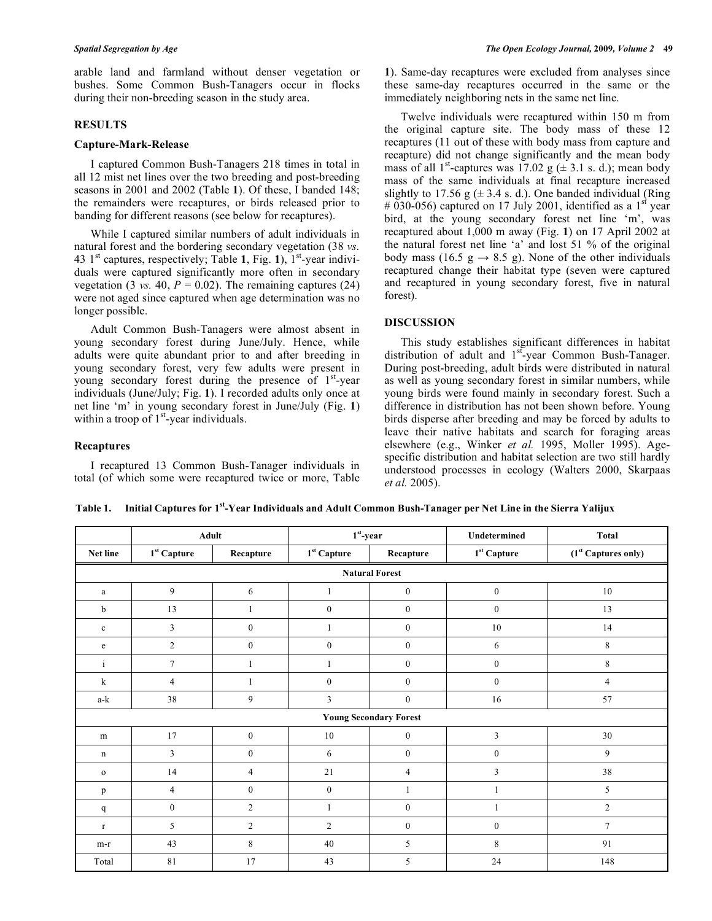arable land and farmland without denser vegetation or bushes. Some Common Bush-Tanagers occur in flocks during their non-breeding season in the study area.

## RESULTS

### Capture-Mark-Release

I captured Common Bush-Tanagers 218 times in total in all 12 mist net lines over the two breeding and post-breeding seasons in 2001 and 2002 (Table **1**). Of these, I banded 148; the remainders were recaptures, or birds released prior to banding for different reasons (see below for recaptures).

While I captured similar numbers of adult individuals in natural forest and the bordering secondary vegetation (38 *vs.* 43 1$^{st}$ captures, respectively; Table **1**, Fig. **1**), 1$^{st}$-year individuals were captured significantly more often in secondary vegetation (3 *vs.* 40, $P = 0.02$). The remaining captures (24) were not aged since captured when age determination was no longer possible.

Adult Common Bush-Tanagers were almost absent in young secondary forest during June/July. Hence, while adults were quite abundant prior to and after breeding in young secondary forest, very few adults were present in young secondary forest during the presence of 1$^{st}$-year individuals (June/July; Fig. **1**). I recorded adults only once at net line 'm' in young secondary forest in June/July (Fig. **1**) within a troop of 1$^{st}$-year individuals.

### Recaptures

I recaptured 13 Common Bush-Tanager individuals in total (of which some were recaptured twice or more, Table **1**). Same-day recaptures were excluded from analyses since these same-day recaptures occurred in the same or the immediately neighboring nets in the same net line.

Twelve individuals were recaptured within 150 m from the original capture site. The body mass of these 12 recaptures (11 out of these with body mass from capture and recapture) did not change significantly and the mean body mass of all 1$^{st}$-captures was 17.02 g (± 3.1 s. d.); mean body mass of the same individuals at final recapture increased slightly to 17.56 g (± 3.4 s. d.). One banded individual (Ring # 030-056) captured on 17 July 2001, identified as a 1$^{st}$ year bird, at the young secondary forest net line 'm', was recaptured about 1,000 m away (Fig. **1**) on 17 April 2002 at the natural forest net line 'a' and lost 51 % of the original body mass (16.5 g → 8.5 g). None of the other individuals recaptured change their habitat type (seven were captured and recaptured in young secondary forest, five in natural forest).

## DISCUSSION

This study establishes significant differences in habitat distribution of adult and 1$^{st}$-year Common Bush-Tanager. During post-breeding, adult birds were distributed in natural as well as young secondary forest in similar numbers, while young birds were found mainly in secondary forest. Such a difference in distribution has not been shown before. Young birds disperse after breeding and may be forced by adults to leave their native habitats and search for foraging areas elsewhere (e.g., Winker *et al.* 1995, Moller 1995). Age-specific distribution and habitat selection are two still hardly understood processes in ecology (Walters 2000, Skarpaas *et al.* 2005).

**Table 1. Initial Captures for 1$^{st}$-Year Individuals and Adult Common Bush-Tanager per Net Line in the Sierra Yalijux**

| | Adult | | 1$^{st}$-year | | Undetermined | Total |
|---|---|---|---|---|---|---|
| Net line | 1$^{st}$ Capture | Recapture | 1$^{st}$ Capture | Recapture | 1$^{st}$ Capture | (1$^{st}$ Captures only) |
| **Natural Forest** | | | | | | |
| a | 9 | 6 | 1 | 0 | 0 | 10 |
| b | 13 | 1 | 0 | 0 | 0 | 13 |
| c | 3 | 0 | 1 | 0 | 10 | 14 |
| e | 2 | 0 | 0 | 0 | 6 | 8 |
| i | 7 | 1 | 1 | 0 | 0 | 8 |
| k | 4 | 1 | 0 | 0 | 0 | 4 |
| a-k | 38 | 9 | 3 | 0 | 16 | 57 |
| **Young Secondary Forest** | | | | | | |
| m | 17 | 0 | 10 | 0 | 3 | 30 |
| n | 3 | 0 | 6 | 0 | 0 | 9 |
| o | 14 | 4 | 21 | 4 | 3 | 38 |
| p | 4 | 0 | 0 | 1 | 1 | 5 |
| q | 0 | 2 | 1 | 0 | 1 | 2 |
| r | 5 | 2 | 2 | 0 | 0 | 7 |
| m-r | 43 | 8 | 40 | 5 | 8 | 91 |
| Total | 81 | 17 | 43 | 5 | 24 | 148 |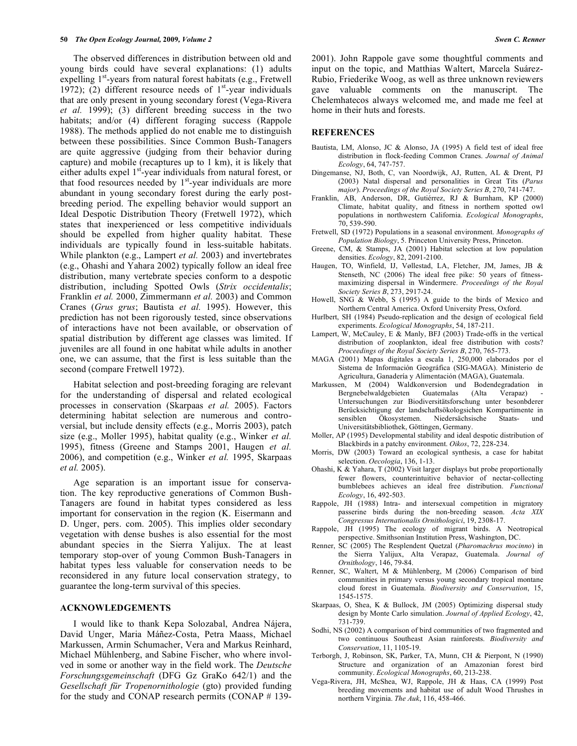The observed differences in distribution between old and young birds could have several explanations: (1) adults expelling 1st-years from natural forest habitats (e.g., Fretwell 1972); (2) different resource needs of 1st-year individuals that are only present in young secondary forest (Vega-Rivera *et al.* 1999); (3) different breeding success in the two habitats; and/or (4) different foraging success (Rappole 1988). The methods applied do not enable me to distinguish between these possibilities. Since Common Bush-Tanagers are quite aggressive (judging from their behavior during capture) and mobile (recaptures up to 1 km), it is likely that either adults expel 1st-year individuals from natural forest, or that food resources needed by 1st-year individuals are more abundant in young secondary forest during the early post-breeding period. The expelling behavior would support an Ideal Despotic Distribution Theory (Fretwell 1972), which states that inexperienced or less competitive individuals should be expelled from higher quality habitat. These individuals are typically found in less-suitable habitats. While plankton (e.g., Lampert *et al.* 2003) and invertebrates (e.g., Ohashi and Yahara 2002) typically follow an ideal free distribution, many vertebrate species conform to a despotic distribution, including Spotted Owls (*Strix occidentalis*; Franklin *et al.* 2000, Zimmermann *et al.* 2003) and Common Cranes (*Grus grus*; Bautista *et al.* 1995). However, this prediction has not been rigorously tested, since observations of interactions have not been available, or observation of spatial distribution by different age classes was limited. If juveniles are all found in one habitat while adults in another one, we can assume, that the first is less suitable than the second (compare Fretwell 1972).

Habitat selection and post-breeding foraging are relevant for the understanding of dispersal and related ecological processes in conservation (Skarpaas *et al.* 2005). Factors determining habitat selection are numerous and controversial, but include density effects (e.g., Morris 2003), patch size (e.g., Moller 1995), habitat quality (e.g., Winker *et al.* 1995), fitness (Greene and Stamps 2001, Haugen *et al.* 2006), and competition (e.g., Winker *et al.* 1995, Skarpaas *et al.* 2005).

Age separation is an important issue for conservation. The key reproductive generations of Common Bush-Tanagers are found in habitat types considered as less important for conservation in the region (K. Eisermann and D. Unger, pers. com. 2005). This implies older secondary vegetation with dense bushes is also essential for the most abundant species in the Sierra Yalijux. The at least temporary stop-over of young Common Bush-Tanagers in habitat types less valuable for conservation needs to be reconsidered in any future local conservation strategy, to guarantee the long-term survival of this species.

## ACKNOWLEDGEMENTS

I would like to thank Kepa Solozabal, Andrea Nájera, David Unger, Maria Máñez-Costa, Petra Maass, Michael Markussen, Armin Schumacher, Vera and Markus Reinhard, Michael Mühlenberg, and Sabine Fischer, who where involved in some or another way in the field work. The *Deutsche Forschungsgemeinschaft* (DFG Gz GraKo 642/1) and the *Gesellschaft für Tropenornithologie* (gto) provided funding for the study and CONAP research permits (CONAP # 139-2001). John Rappole gave some thoughtful comments and input on the topic, and Matthias Waltert, Marcela Suárez-Rubio, Friederike Woog, as well as three unknown reviewers gave valuable comments on the manuscript. The Chelemhatecos always welcomed me, and made me feel at home in their huts and forests.

## REFERENCES

Bautista, LM, Alonso, JC & Alonso, JA (1995) A field test of ideal free distribution in flock-feeding Common Cranes. *Journal of Animal Ecology*, 64, 747-757.

Dingemanse, NJ, Both, C, van Noordwijk, AJ, Rutten, AL & Drent, PJ (2003) Natal dispersal and personalities in Great Tits (*Parus major*). *Proceedings of the Royal Society Series B*, 270, 741-747.

Franklin, AB, Anderson, DR, Gutiérrez, RJ & Burnham, KP (2000) Climate, habitat quality, and fitness in northern spotted owl populations in northwestern California. *Ecological Monographs*, 70, 539-590.

Fretwell, SD (1972) Populations in a seasonal environment. *Monographs of Population Biology*, 5. Princeton University Press, Princeton.

Greene, CM, & Stamps, JA (2001) Habitat selection at low population densities. *Ecology*, 82, 2091-2100.

Haugen, TO, Winfield, IJ, Vøllestad, LA, Fletcher, JM, James, JB & Stenseth, NC (2006) The ideal free pike: 50 years of fitness-maximizing dispersal in Windermere. *Proceedings of the Royal Society Series B*, 273, 2917-24.

Howell, SNG & Webb, S (1995) A guide to the birds of Mexico and Northern Central America. Oxford University Press, Oxford.

Hurlbert, SH (1984) Pseudo-replication and the design of ecological field experiments. *Ecological Monographs*, 54, 187-211.

Lampert, W, McCauley, E & Manly, BFJ (2003) Trade-offs in the vertical distribution of zooplankton, ideal free distribution with costs? *Proceedings of the Royal Society Series B*, 270, 765-773.

MAGA (2001) Mapas digitales a escala 1, 250,000 elaborados por el Sistema de Información Geográfica (SIG-MAGA). Ministerio de Agricultura, Ganadería y Alimentación (MAGA), Guatemala.

Markussen, M (2004) Waldkonversion und Bodendegradation in Bergnebelwaldgebieten Guatemalas (Alta Verapaz) - Untersuchungen zur Biodiversitätsforschung unter besonbderer Berücksichtigung der landschaftsökologsichen Kompartimente in sensiblen Ökosystemen. Niedersächsische Staats- und Universitätsbibliothek, Göttingen, Germany.

Moller, AP (1995) Developmental stability and ideal despotic distribution of Blackbirds in a patchy environment. *Oikos*, 72, 228-234.

Morris, DW (2003) Toward an ecological synthesis, a case for habitat selection. *Oecologia*, 136, 1-13.

Ohashi, K & Yahara, T (2002) Visit larger displays but probe proportionally fewer flowers, counterintruitive behavior of nectar-collecting bumblebees achieves an ideal free distribution. *Functional Ecology*, 16, 492-503.

Rappole, JH (1988) Intra- and intersexual competition in migratory passerine birds during the non-breeding season. *Acta XIX Congressus Internationalis Ornithologici*, 19, 2308-17.

Rappole, JH (1995) The ecology of migrant birds. A Neotropical perspective. Smithsonian Institution Press, Washington, DC.

Renner, SC (2005) The Resplendent Quetzal (*Pharomachrus mocinno*) in the Sierra Yalijux, Alta Verapaz, Guatemala. *Journal of Ornithology*, 146, 79-84.

Renner, SC, Waltert, M & Mühlenberg, M (2006) Comparison of bird communities in primary versus young secondary tropical montane cloud forest in Guatemala. *Biodiversity and Conservation*, 15, 1545-1575.

Skarpaas, O, Shea, K & Bullock, JM (2005) Optimizing dispersal study design by Monte Carlo simulation. *Journal of Applied Ecology*, 42, 731-739.

Sodhi, NS (2002) A comparison of bird communities of two fragmented and two continuous Southeast Asian rainforests. *Biodiversity and Conservation*, 11, 1105-19.

Terborgh, J, Robinson, SK, Parker, TA, Munn, CH & Pierpont, N (1990) Structure and organization of an Amazonian forest bird community. *Ecological Monographs*, 60, 213-238.

Vega-Rivera, JH, McShea, WJ, Rappole, JH & Haas, CA (1999) Post breeding movements and habitat use of adult Wood Thrushes in northern Virginia. *The Auk*, 116, 458-466.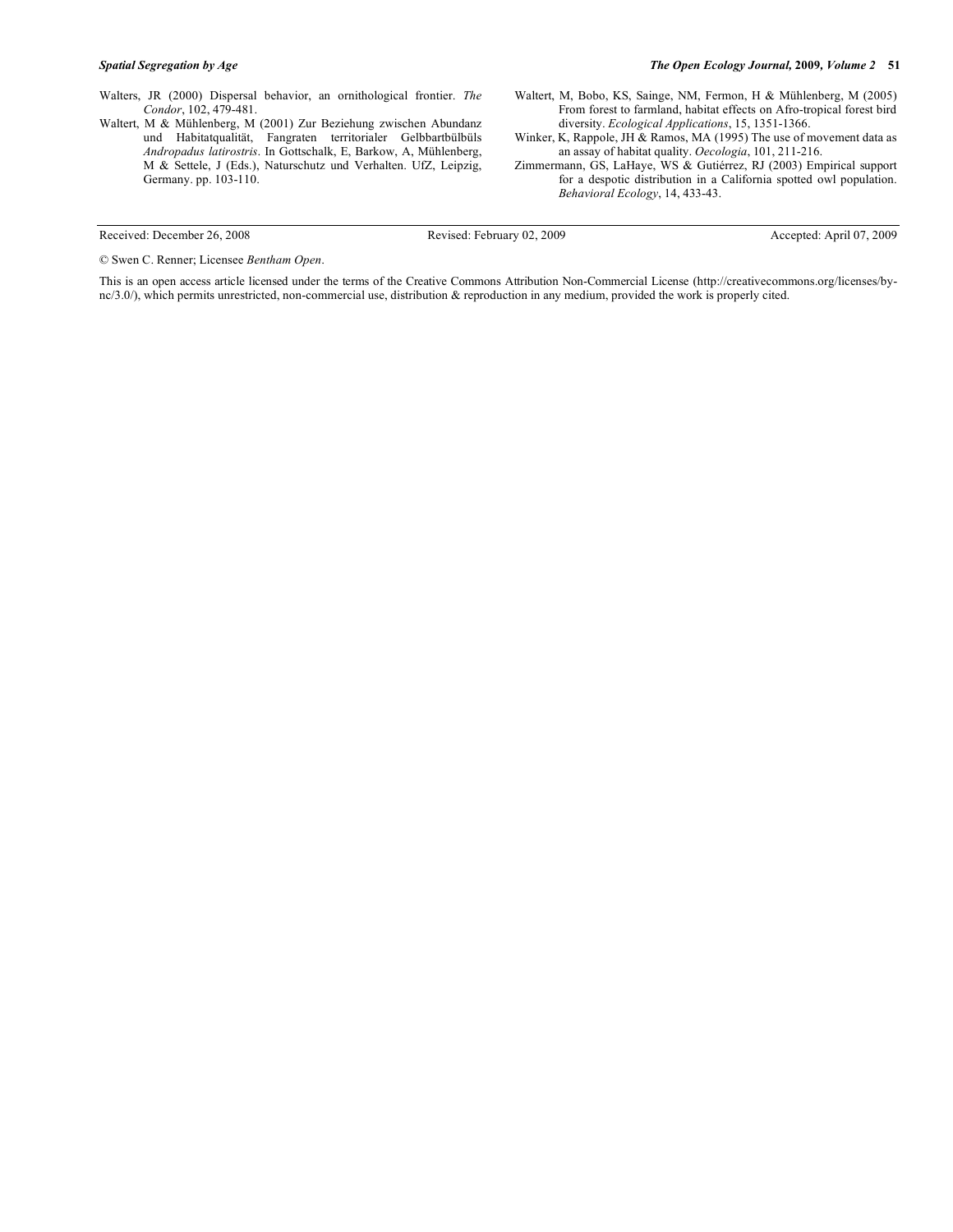Walters, JR (2000) Dispersal behavior, an ornithological frontier. *The Condor*, 102, 479-481.

Waltert, M & Mühlenberg, M (2001) Zur Beziehung zwischen Abundanz und Habitatqualität, Fangraten territorialer Gelbbartbülbüls *Andropadus latirostris*. In Gottschalk, E, Barkow, A, Mühlenberg, M & Settele, J (Eds.), Naturschutz und Verhalten. UfZ, Leipzig, Germany. pp. 103-110.

Waltert, M, Bobo, KS, Sainge, NM, Fermon, H & Mühlenberg, M (2005) From forest to farmland, habitat effects on Afro-tropical forest bird diversity. *Ecological Applications*, 15, 1351-1366.

Winker, K, Rappole, JH & Ramos, MA (1995) The use of movement data as an assay of habitat quality. *Oecologia*, 101, 211-216.

Zimmermann, GS, LaHaye, WS & Gutiérrez, RJ (2003) Empirical support for a despotic distribution in a California spotted owl population. *Behavioral Ecology*, 14, 433-43.

Received: December 26, 2008 Revised: February 02, 2009 Accepted: April 07, 2009

© Swen C. Renner; Licensee *Bentham Open*.

This is an open access article licensed under the terms of the Creative Commons Attribution Non-Commercial License (http://creativecommons.org/licenses/by-nc/3.0/), which permits unrestricted, non-commercial use, distribution & reproduction in any medium, provided the work is properly cited.